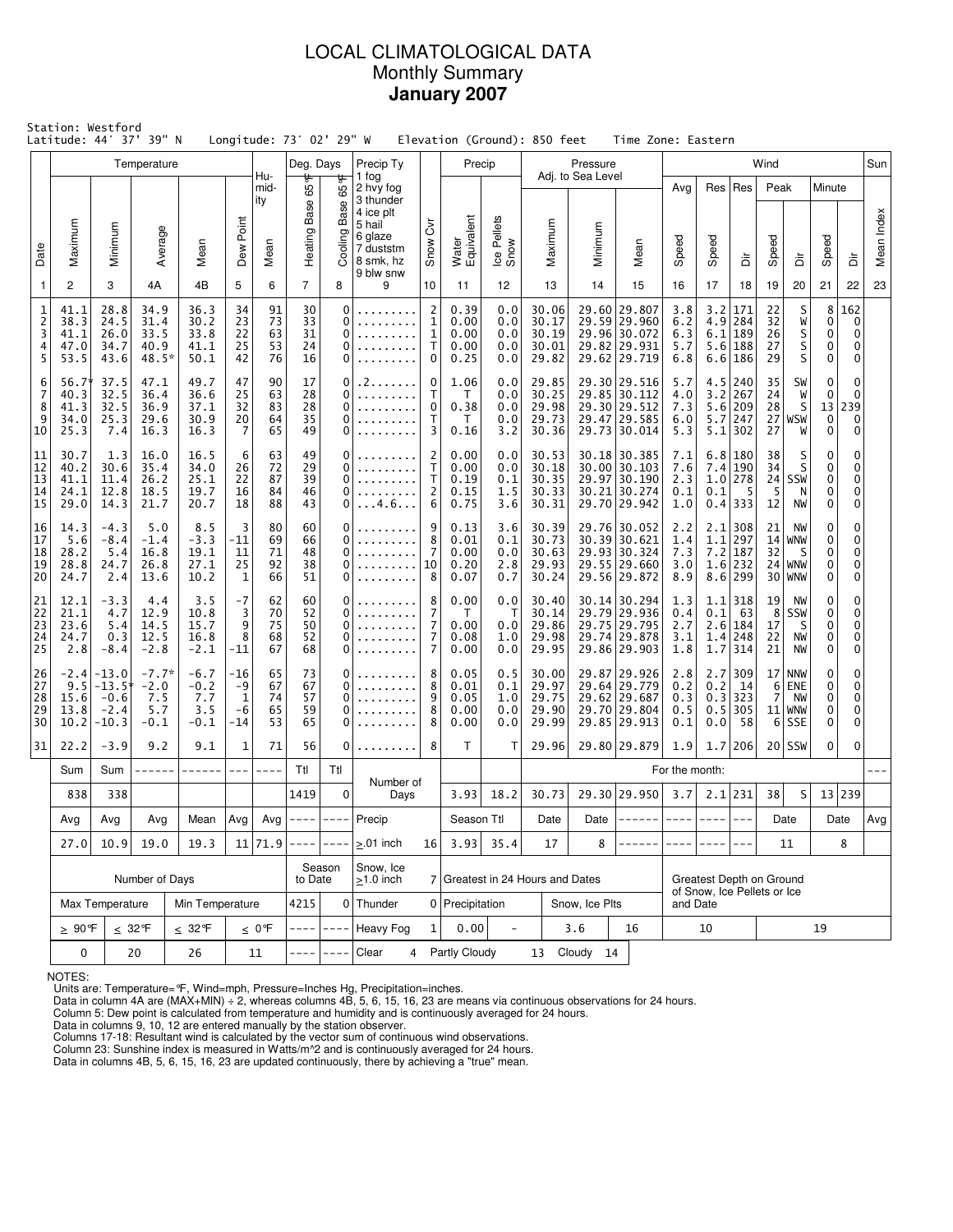# LOCAL CLIMATOLOGICAL DATA
## Monthly Summary
**January 2007**

Station: Westford
Latitude: 44° 37' 39" N Longitude: 73° 02' 29" W Elevation (Ground): 850 feet Time Zone: Eastern

| Date | Temperature Maximum | Temperature Minimum | Temperature Average | Temperature Mean | Dew Point | Humidity Mean | Deg. Days Heating Base 65°F | Deg. Days Cooling Base 65°F | Precip Ty | Snow Cvr | Precip Water Equivalent | Precip Ice Pellets Snow | Pressure Maximum | Pressure Minimum | Pressure Mean | Wind Avg Speed | Wind Res Speed | Wind Res Dir | Wind Peak Speed | Wind Peak Dir | Wind Minute Speed | Wind Minute Dir | Sun Mean Index |
|---|---|---|---|---|---|---|---|---|---|---|---|---|---|---|---|---|---|---|---|---|---|---|---|
| 1 | 2 | 3 | 4A | 4B | 5 | 6 | 7 | 8 | 9 | 10 | 11 | 12 | 13 | 14 | 15 | 16 | 17 | 18 | 19 | 20 | 21 | 22 | 23 |
| 1 | 41.1 | 28.8 | 34.9 | 36.3 | 34 | 91 | 30 | 0 | ......... | 2 | 0.39 | 0.0 | 30.06 | 29.60 | 29.807 | 3.8 | 3.2 | 171 | 22 | S | 8 | 162 | |
| 2 | 38.3 | 24.5 | 31.4 | 30.2 | 23 | 73 | 33 | 0 | ......... | 1 | 0.00 | 0.0 | 30.17 | 29.59 | 29.960 | 6.2 | 4.9 | 284 | 32 | W | 0 | 0 | |
| 3 | 41.1 | 26.0 | 33.5 | 33.8 | 22 | 63 | 31 | 0 | ......... | 1 | 0.00 | 0.0 | 30.19 | 29.96 | 30.072 | 6.3 | 6.1 | 189 | 26 | S | 0 | 0 | |
| 4 | 47.0 | 34.7 | 40.9 | 41.1 | 23 | 53 | 24 | 0 | ......... | T | 0.00 | 0.0 | 30.01 | 29.82 | 29.931 | 5.7 | 5.6 | 188 | 27 | S | 0 | 0 | |
| 5 | 53.5 | 43.6 | 48.5* | 50.1 | 42 | 76 | 16 | 0 | ......... | 0 | 0.25 | 0.0 | 29.82 | 29.62 | 29.719 | 6.8 | 6.6 | 186 | 29 | S | 0 | 0 | |
| 6 | 56.7* | 37.5 | 47.1 | 49.7 | 47 | 90 | 17 | 0 | .2....... | 0 | 1.06 | 0.0 | 29.85 | 29.30 | 29.516 | 5.7 | 4.5 | 240 | 35 | SW | 0 | 0 | |
| 7 | 40.3 | 32.5 | 36.4 | 36.6 | 25 | 63 | 28 | 0 | ......... | T | T | 0.0 | 30.25 | 29.85 | 30.112 | 4.0 | 3.2 | 267 | 24 | W | 0 | 0 | |
| 8 | 41.3 | 32.5 | 36.9 | 37.1 | 32 | 83 | 28 | 0 | ......... | 0 | 0.38 | 0.0 | 29.98 | 29.30 | 29.512 | 7.3 | 5.6 | 209 | 28 | S | 13 | 239 | |
| 9 | 34.0 | 25.3 | 29.6 | 30.9 | 20 | 64 | 35 | 0 | ......... | T | T | 0.0 | 29.73 | 29.47 | 29.585 | 6.0 | 5.7 | 247 | 27 | WSW | 0 | 0 | |
| 10 | 25.3 | 7.4 | 16.3 | 16.3 | 7 | 65 | 49 | 0 | ......... | 3 | 0.16 | 3.2 | 30.36 | 29.73 | 30.014 | 5.3 | 5.1 | 302 | 27 | W | 0 | 0 | |
| 11 | 30.7 | 1.3 | 16.0 | 16.5 | 6 | 63 | 49 | 0 | ......... | 2 | 0.00 | 0.0 | 30.53 | 30.18 | 30.385 | 7.1 | 6.8 | 180 | 38 | S | 0 | 0 | |
| 12 | 40.2 | 30.6 | 35.4 | 34.0 | 26 | 72 | 29 | 0 | ......... | T | 0.00 | 0.0 | 30.18 | 30.00 | 30.103 | 7.6 | 7.4 | 190 | 34 | S | 0 | 0 | |
| 13 | 41.1 | 11.4 | 26.2 | 25.1 | 22 | 87 | 39 | 0 | ......... | T | 0.19 | 0.1 | 30.35 | 29.97 | 30.190 | 2.3 | 1.0 | 278 | 24 | SSW | 0 | 0 | |
| 14 | 24.1 | 12.8 | 18.5 | 19.7 | 16 | 84 | 46 | 0 | ......... | 2 | 0.15 | 1.5 | 30.33 | 30.21 | 30.274 | 0.1 | 0.1 | 5 | 5 | N | 0 | 0 | |
| 15 | 29.0 | 14.3 | 21.7 | 20.7 | 18 | 88 | 43 | 0 | ...4.6... | 6 | 0.75 | 3.6 | 30.31 | 29.70 | 29.942 | 1.0 | 0.4 | 333 | 12 | NW | 0 | 0 | |
| 16 | 14.3 | -4.3 | 5.0 | 8.5 | 3 | 80 | 60 | 0 | ......... | 9 | 0.13 | 3.6 | 30.39 | 29.76 | 30.052 | 2.2 | 2.1 | 308 | 21 | NW | 0 | 0 | |
| 17 | 5.6 | -8.4 | -1.4 | -3.3 | -11 | 69 | 66 | 0 | ......... | 8 | 0.01 | 0.1 | 30.73 | 30.39 | 30.621 | 1.4 | 1.1 | 297 | 14 | WNW | 0 | 0 | |
| 18 | 28.2 | 5.4 | 16.8 | 19.1 | 11 | 71 | 48 | 0 | ......... | 7 | 0.00 | 0.0 | 30.63 | 29.93 | 30.324 | 7.3 | 7.2 | 187 | 32 | S | 0 | 0 | |
| 19 | 28.8 | 24.7 | 26.8 | 27.1 | 25 | 92 | 38 | 0 | ......... | 10 | 0.20 | 2.8 | 29.93 | 29.55 | 29.660 | 3.0 | 1.6 | 232 | 24 | WNW | 0 | 0 | |
| 20 | 24.7 | 2.4 | 13.6 | 10.2 | 1 | 66 | 51 | 0 | ......... | 8 | 0.07 | 0.7 | 30.24 | 29.56 | 29.872 | 8.9 | 8.6 | 299 | 30 | WNW | 0 | 0 | |
| 21 | 12.1 | -3.3 | 4.4 | 3.5 | -7 | 62 | 60 | 0 | ......... | 8 | 0.00 | 0.0 | 30.40 | 30.14 | 30.294 | 1.3 | 1.1 | 318 | 19 | NW | 0 | 0 | |
| 22 | 21.1 | 4.7 | 12.9 | 10.8 | 3 | 70 | 52 | 0 | ......... | 7 | T | T | 30.14 | 29.79 | 29.936 | 0.4 | 0.1 | 63 | 8 | SSW | 0 | 0 | |
| 23 | 23.6 | 5.4 | 14.5 | 15.7 | 9 | 75 | 50 | 0 | ......... | 7 | 0.00 | 0.0 | 29.86 | 29.75 | 29.795 | 2.7 | 2.6 | 184 | 17 | S | 0 | 0 | |
| 24 | 24.7 | 0.3 | 12.5 | 16.8 | 8 | 68 | 52 | 0 | ......... | 7 | 0.08 | 1.0 | 29.98 | 29.74 | 29.878 | 3.1 | 1.4 | 248 | 22 | NW | 0 | 0 | |
| 25 | 2.8 | -8.4 | -2.8 | -2.1 | -11 | 67 | 68 | 0 | ......... | 7 | 0.00 | 0.0 | 29.95 | 29.86 | 29.903 | 1.8 | 1.7 | 314 | 21 | NW | 0 | 0 | |
| 26 | -2.4 | -13.0 | -7.7* | -6.7 | -16 | 65 | 73 | 0 | ......... | 8 | 0.05 | 0.5 | 30.00 | 29.87 | 29.926 | 2.8 | 2.7 | 309 | 17 | NNW | 0 | 0 | |
| 27 | 9.5 | -13.5* | -2.0 | -0.2 | -9 | 67 | 67 | 0 | ......... | 8 | 0.01 | 0.1 | 29.97 | 29.64 | 29.779 | 0.2 | 0.2 | 14 | 6 | ENE | 0 | 0 | |
| 28 | 15.6 | -0.6 | 7.5 | 7.7 | 1 | 74 | 57 | 0 | ......... | 9 | 0.05 | 1.0 | 29.75 | 29.62 | 29.687 | 0.3 | 0.3 | 323 | 7 | NW | 0 | 0 | |
| 29 | 13.8 | -2.4 | 5.7 | 3.5 | -6 | 65 | 59 | 0 | ......... | 8 | 0.00 | 0.0 | 29.90 | 29.70 | 29.804 | 0.5 | 0.5 | 305 | 11 | WNW | 0 | 0 | |
| 30 | 10.2 | -10.3 | -0.1 | -0.1 | -14 | 53 | 65 | 0 | ......... | 8 | 0.00 | 0.0 | 29.99 | 29.85 | 29.913 | 0.1 | 0.0 | 58 | 6 | SSE | 0 | 0 | |
| 31 | 22.2 | -3.9 | 9.2 | 9.1 | 1 | 71 | 56 | 0 | ......... | 8 | T | T | 29.96 | 29.80 | 29.879 | 1.9 | 1.7 | 206 | 20 | SSW | 0 | 0 | |

Precip Ty codes: 1 fog, 2 hvy fog, 3 thunder, 4 ice plt, 5 hail, 6 glaze, 7 duststm, 8 smk, hz, 9 blw snw

**Monthly summary**

| | Max Temp | Min Temp | Average | Mean | Dew Point | Humidity | Heating | Cooling | | | Precip | Snow | Pressure Max | Pressure Min | Pressure Mean | Wind Avg | Res Speed | Res Dir | Peak Speed | Peak Dir | Minute Speed | Minute Dir | Sun |
|---|---|---|---|---|---|---|---|---|---|---|---|---|---|---|---|---|---|---|---|---|---|---|---|
| | Sum | Sum | ------ | ------ | --- | ---- | Ttl | Ttl | Number of Days | | | | For the month: | | | | | | | | | | --- |
| | 838 | 338 | | | | | 1419 | 0 | | | 3.93 | 18.2 | 30.73 | 29.30 | 29.950 | 3.7 | 2.1 | 231 | 38 | S | 13 | 239 | |
| | Avg | Avg | Avg | Mean | Avg | Avg | ---- | ---- | Precip | | Season Ttl | | Date | Date | ------ | ---- | ---- | --- | Date | | Date | | Avg |
| | 27.0 | 10.9 | 19.0 | 19.3 | 11 | 71.9 | ---- | ---- | ≥.01 inch | 16 | 3.93 | 35.4 | 17 | 8 | ------ | ---- | ---- | --- | 11 | | 8 | | |

| Number of Days | | | | Season to Date | | | | | | | |
|---|---|---|---|---|---|---|---|---|---|---|---|
| Max Temperature | | Min Temperature | | 4215 | 0 | Snow, Ice ≥1.0 inch | 7 | Greatest in 24 Hours and Dates | | | Greatest Depth on Ground of Snow, Ice Pellets or Ice and Date |
| ≥ 90°F | ≤ 32°F | ≤ 32°F | ≤ 0°F | ---- | ---- | Thunder | 0 | Precipitation | | Snow, Ice Plts | |
| 0 | 20 | 26 | 11 | ---- | ---- | Heavy Fog | 1 | 0.00 | - | 3.6 16 | 10 19 |
| | | | | | | Clear 4 | | Partly Cloudy 13 | | Cloudy 14 | |

NOTES:
Units are: Temperature=°F, Wind=mph, Pressure=Inches Hg, Precipitation=inches.
Data in column 4A are (MAX+MIN) ÷ 2, whereas columns 4B, 5, 6, 15, 16, 23 are means via continuous observations for 24 hours.
Column 5: Dew point is calculated from temperature and humidity and is continuously averaged for 24 hours.
Data in columns 9, 10, 12 are entered manually by the station observer.
Columns 17-18: Resultant wind is calculated by the vector sum of continuous wind observations.
Column 23: Sunshine index is measured in Watts/m^2 and is continuously averaged for 24 hours.
Data in columns 4B, 5, 6, 15, 16, 23 are updated continuously, there by achieving a "true" mean.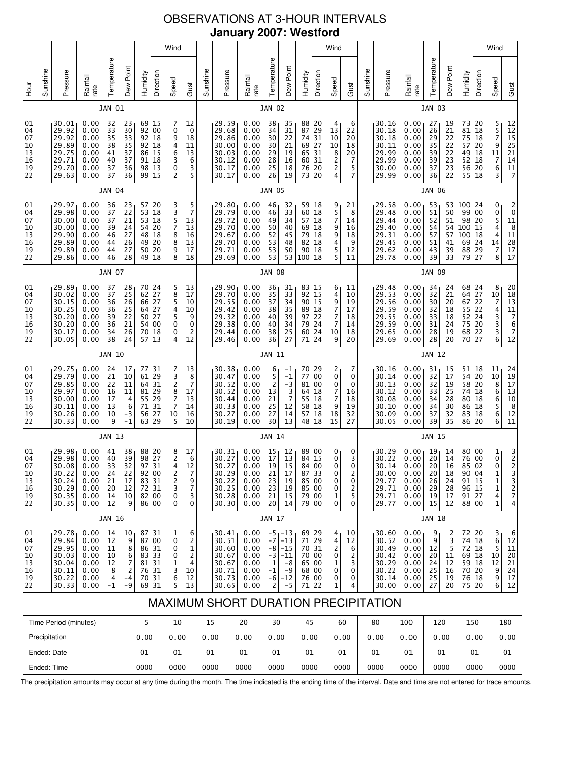# OBSERVATIONS AT 3-HOUR INTERVALS

## January 2007: Westford

### JAN 01

| Hour | Sunshine | Pressure | Rainfall rate | Temperature | Dew Point | Humidity | Wind Direction | Wind Speed | Wind Gust |
|---|---|---|---|---|---|---|---|---|---|
| 01 | | 30.01 | 0.00 | 32 | 23 | 69 | 15 | 7 | 12 |
| 04 | | 29.92 | 0.00 | 33 | 30 | 92 | 00 | 0 | 0 |
| 07 | | 29.92 | 0.00 | 35 | 33 | 92 | 18 | 9 | 18 |
| 10 | | 29.89 | 0.00 | 38 | 35 | 92 | 18 | 4 | 11 |
| 13 | | 29.75 | 0.00 | 41 | 37 | 86 | 15 | 6 | 13 |
| 16 | | 29.71 | 0.00 | 40 | 37 | 91 | 18 | 3 | 6 |
| 19 | | 29.70 | 0.00 | 37 | 36 | 98 | 13 | 0 | 3 |
| 22 | | 29.63 | 0.00 | 37 | 36 | 99 | 15 | 2 | 5 |

### JAN 02

| Hour | Sunshine | Pressure | Rainfall rate | Temperature | Dew Point | Humidity | Wind Direction | Wind Speed | Wind Gust |
|---|---|---|---|---|---|---|---|---|---|
| 01 | | 29.59 | 0.00 | 38 | 35 | 88 | 20 | 4 | 6 |
| 04 | | 29.68 | 0.00 | 34 | 31 | 87 | 29 | 13 | 22 |
| 07 | | 29.86 | 0.00 | 30 | 22 | 74 | 31 | 10 | 20 |
| 10 | | 30.00 | 0.00 | 30 | 21 | 69 | 27 | 10 | 18 |
| 13 | | 30.03 | 0.00 | 29 | 19 | 65 | 31 | 8 | 20 |
| 16 | | 30.12 | 0.00 | 28 | 16 | 60 | 31 | 2 | 7 |
| 19 | | 30.17 | 0.00 | 25 | 18 | 76 | 20 | 2 | 5 |
| 22 | | 30.17 | 0.00 | 26 | 19 | 73 | 20 | 4 | 7 |

### JAN 03

| Hour | Sunshine | Pressure | Rainfall rate | Temperature | Dew Point | Humidity | Wind Direction | Wind Speed | Wind Gust |
|---|---|---|---|---|---|---|---|---|---|
| 01 | | 30.16 | 0.00 | 27 | 19 | 73 | 20 | 5 | 12 |
| 04 | | 30.18 | 0.00 | 26 | 21 | 81 | 18 | 5 | 12 |
| 07 | | 30.18 | 0.00 | 29 | 22 | 75 | 18 | 7 | 15 |
| 10 | | 30.11 | 0.00 | 35 | 22 | 57 | 20 | 9 | 25 |
| 13 | | 29.99 | 0.00 | 39 | 22 | 49 | 18 | 11 | 21 |
| 16 | | 29.99 | 0.00 | 39 | 23 | 52 | 18 | 7 | 14 |
| 19 | | 30.00 | 0.00 | 37 | 23 | 56 | 20 | 6 | 11 |
| 22 | | 29.99 | 0.00 | 36 | 22 | 55 | 18 | 3 | 7 |

### JAN 04

| Hour | Sunshine | Pressure | Rainfall rate | Temperature | Dew Point | Humidity | Wind Direction | Wind Speed | Wind Gust |
|---|---|---|---|---|---|---|---|---|---|
| 01 | | 29.97 | 0.00 | 36 | 23 | 57 | 20 | 3 | 5 |
| 04 | | 29.98 | 0.00 | 37 | 22 | 53 | 18 | 3 | 7 |
| 07 | | 30.00 | 0.00 | 37 | 21 | 53 | 18 | 5 | 13 |
| 10 | | 30.00 | 0.00 | 39 | 24 | 54 | 20 | 7 | 13 |
| 13 | | 29.90 | 0.00 | 46 | 27 | 48 | 18 | 8 | 16 |
| 16 | | 29.89 | 0.00 | 44 | 26 | 49 | 20 | 8 | 13 |
| 19 | | 29.89 | 0.00 | 44 | 27 | 50 | 20 | 9 | 17 |
| 22 | | 29.86 | 0.00 | 46 | 28 | 49 | 18 | 8 | 18 |

### JAN 05

| Hour | Sunshine | Pressure | Rainfall rate | Temperature | Dew Point | Humidity | Wind Direction | Wind Speed | Wind Gust |
|---|---|---|---|---|---|---|---|---|---|
| 01 | | 29.80 | 0.00 | 46 | 32 | 59 | 18 | 9 | 21 |
| 04 | | 29.79 | 0.00 | 46 | 33 | 60 | 18 | 5 | 8 |
| 07 | | 29.72 | 0.00 | 49 | 34 | 57 | 18 | 7 | 14 |
| 10 | | 29.70 | 0.00 | 50 | 40 | 69 | 18 | 9 | 16 |
| 13 | | 29.67 | 0.00 | 52 | 45 | 79 | 18 | 9 | 18 |
| 16 | | 29.70 | 0.00 | 53 | 48 | 82 | 18 | 4 | 9 |
| 19 | | 29.71 | 0.00 | 53 | 50 | 90 | 18 | 5 | 12 |
| 22 | | 29.69 | 0.00 | 53 | 53 | 100 | 18 | 5 | 11 |

### JAN 06

| Hour | Sunshine | Pressure | Rainfall rate | Temperature | Dew Point | Humidity | Wind Direction | Wind Speed | Wind Gust |
|---|---|---|---|---|---|---|---|---|---|
| 01 | | 29.58 | 0.00 | 53 | 53 | 100 | 24 | 0 | 2 |
| 04 | | 29.48 | 0.00 | 51 | 50 | 99 | 00 | 0 | 0 |
| 07 | | 29.44 | 0.00 | 52 | 51 | 98 | 20 | 5 | 11 |
| 10 | | 29.40 | 0.00 | 54 | 54 | 100 | 15 | 4 | 8 |
| 13 | | 29.31 | 0.00 | 57 | 57 | 100 | 18 | 4 | 11 |
| 16 | | 29.45 | 0.00 | 51 | 41 | 69 | 24 | 14 | 28 |
| 19 | | 29.62 | 0.00 | 43 | 39 | 88 | 29 | 7 | 17 |
| 22 | | 29.78 | 0.00 | 39 | 33 | 79 | 27 | 8 | 17 |

### JAN 07

| Hour | Sunshine | Pressure | Rainfall rate | Temperature | Dew Point | Humidity | Wind Direction | Wind Speed | Wind Gust |
|---|---|---|---|---|---|---|---|---|---|
| 01 | | 29.89 | 0.00 | 37 | 28 | 70 | 24 | 5 | 13 |
| 04 | | 30.02 | 0.00 | 37 | 25 | 62 | 27 | 8 | 17 |
| 07 | | 30.15 | 0.00 | 36 | 26 | 66 | 27 | 5 | 10 |
| 10 | | 30.25 | 0.00 | 36 | 25 | 64 | 27 | 4 | 10 |
| 13 | | 30.20 | 0.00 | 39 | 22 | 50 | 27 | 5 | 9 |
| 16 | | 30.20 | 0.00 | 36 | 21 | 54 | 00 | 0 | 0 |
| 19 | | 30.17 | 0.00 | 34 | 26 | 70 | 18 | 0 | 2 |
| 22 | | 30.05 | 0.00 | 38 | 24 | 57 | 13 | 4 | 12 |

### JAN 08

| Hour | Sunshine | Pressure | Rainfall rate | Temperature | Dew Point | Humidity | Wind Direction | Wind Speed | Wind Gust |
|---|---|---|---|---|---|---|---|---|---|
| 01 | | 29.90 | 0.00 | 36 | 31 | 83 | 15 | 6 | 11 |
| 04 | | 29.70 | 0.00 | 35 | 33 | 92 | 15 | 4 | 10 |
| 07 | | 29.55 | 0.00 | 37 | 34 | 90 | 15 | 9 | 19 |
| 10 | | 29.42 | 0.00 | 38 | 35 | 89 | 18 | 7 | 17 |
| 13 | | 29.32 | 0.00 | 40 | 39 | 97 | 22 | 7 | 18 |
| 16 | | 29.38 | 0.00 | 40 | 34 | 79 | 24 | 7 | 14 |
| 19 | | 29.44 | 0.00 | 38 | 25 | 60 | 24 | 10 | 18 |
| 22 | | 29.46 | 0.00 | 36 | 27 | 71 | 24 | 9 | 20 |

### JAN 09

| Hour | Sunshine | Pressure | Rainfall rate | Temperature | Dew Point | Humidity | Wind Direction | Wind Speed | Wind Gust |
|---|---|---|---|---|---|---|---|---|---|
| 01 | | 29.48 | 0.00 | 34 | 24 | 68 | 24 | 8 | 20 |
| 04 | | 29.53 | 0.00 | 32 | 21 | 64 | 27 | 10 | 18 |
| 07 | | 29.56 | 0.00 | 30 | 20 | 67 | 22 | 7 | 13 |
| 10 | | 29.59 | 0.00 | 32 | 18 | 55 | 22 | 4 | 11 |
| 13 | | 29.55 | 0.00 | 33 | 18 | 52 | 24 | 3 | 7 |
| 16 | | 29.59 | 0.00 | 31 | 24 | 75 | 20 | 3 | 6 |
| 19 | | 29.65 | 0.00 | 28 | 19 | 68 | 22 | 3 | 7 |
| 22 | | 29.69 | 0.00 | 28 | 20 | 70 | 27 | 6 | 12 |

### JAN 10

| Hour | Sunshine | Pressure | Rainfall rate | Temperature | Dew Point | Humidity | Wind Direction | Wind Speed | Wind Gust |
|---|---|---|---|---|---|---|---|---|---|
| 01 | | 29.75 | 0.00 | 24 | 17 | 77 | 31 | 7 | 13 |
| 04 | | 29.79 | 0.00 | 21 | 10 | 61 | 29 | 3 | 8 |
| 07 | | 29.85 | 0.00 | 22 | 11 | 64 | 31 | 2 | 7 |
| 10 | | 29.97 | 0.00 | 16 | 11 | 81 | 29 | 8 | 17 |
| 13 | | 30.00 | 0.00 | 17 | 4 | 55 | 29 | 7 | 13 |
| 16 | | 30.11 | 0.00 | 13 | 6 | 71 | 31 | 7 | 14 |
| 19 | | 30.26 | 0.00 | 10 | -3 | 56 | 27 | 10 | 16 |
| 22 | | 30.33 | 0.00 | 9 | -1 | 63 | 29 | 5 | 10 |

### JAN 11

| Hour | Sunshine | Pressure | Rainfall rate | Temperature | Dew Point | Humidity | Wind Direction | Wind Speed | Wind Gust |
|---|---|---|---|---|---|---|---|---|---|
| 01 | | 30.38 | 0.00 | 6 | -1 | 70 | 29 | 2 | 7 |
| 04 | | 30.47 | 0.00 | 5 | -1 | 77 | 00 | 0 | 0 |
| 07 | | 30.52 | 0.00 | 2 | -3 | 81 | 00 | 0 | 0 |
| 10 | | 30.52 | 0.00 | 13 | 3 | 64 | 18 | 7 | 16 |
| 13 | | 30.44 | 0.00 | 21 | 7 | 55 | 18 | 7 | 18 |
| 16 | | 30.33 | 0.00 | 25 | 12 | 58 | 18 | 9 | 19 |
| 19 | | 30.27 | 0.00 | 27 | 14 | 57 | 18 | 18 | 32 |
| 22 | | 30.19 | 0.00 | 30 | 13 | 48 | 18 | 15 | 27 |

### JAN 12

| Hour | Sunshine | Pressure | Rainfall rate | Temperature | Dew Point | Humidity | Wind Direction | Wind Speed | Wind Gust |
|---|---|---|---|---|---|---|---|---|---|
| 01 | | 30.16 | 0.00 | 31 | 15 | 51 | 18 | 11 | 24 |
| 04 | | 30.14 | 0.00 | 32 | 17 | 54 | 20 | 10 | 19 |
| 07 | | 30.13 | 0.00 | 32 | 19 | 58 | 20 | 8 | 17 |
| 10 | | 30.12 | 0.00 | 33 | 25 | 74 | 18 | 6 | 13 |
| 13 | | 30.08 | 0.00 | 34 | 28 | 80 | 18 | 6 | 10 |
| 16 | | 30.10 | 0.00 | 34 | 30 | 86 | 18 | 5 | 8 |
| 19 | | 30.09 | 0.00 | 37 | 32 | 83 | 18 | 6 | 12 |
| 22 | | 30.05 | 0.00 | 39 | 35 | 86 | 20 | 6 | 11 |

### JAN 13

| Hour | Sunshine | Pressure | Rainfall rate | Temperature | Dew Point | Humidity | Wind Direction | Wind Speed | Wind Gust |
|---|---|---|---|---|---|---|---|---|---|
| 01 | | 29.98 | 0.00 | 41 | 38 | 88 | 20 | 8 | 17 |
| 04 | | 29.98 | 0.00 | 40 | 39 | 98 | 27 | 2 | 6 |
| 07 | | 30.08 | 0.00 | 33 | 32 | 97 | 31 | 4 | 12 |
| 10 | | 30.22 | 0.00 | 24 | 22 | 92 | 00 | 2 | 7 |
| 13 | | 30.24 | 0.00 | 21 | 17 | 83 | 31 | 2 | 9 |
| 16 | | 30.29 | 0.00 | 20 | 12 | 72 | 31 | 3 | 7 |
| 19 | | 30.35 | 0.00 | 14 | 10 | 82 | 00 | 0 | 3 |
| 22 | | 30.35 | 0.00 | 12 | 9 | 86 | 00 | 0 | 0 |

### JAN 14

| Hour | Sunshine | Pressure | Rainfall rate | Temperature | Dew Point | Humidity | Wind Direction | Wind Speed | Wind Gust |
|---|---|---|---|---|---|---|---|---|---|
| 01 | | 30.31 | 0.00 | 15 | 12 | 89 | 00 | 0 | 0 |
| 04 | | 30.27 | 0.00 | 17 | 13 | 84 | 15 | 0 | 3 |
| 07 | | 30.27 | 0.00 | 19 | 15 | 84 | 00 | 0 | 0 |
| 10 | | 30.29 | 0.00 | 21 | 17 | 87 | 33 | 0 | 2 |
| 13 | | 30.22 | 0.00 | 23 | 19 | 85 | 00 | 0 | 0 |
| 16 | | 30.25 | 0.00 | 23 | 19 | 85 | 00 | 0 | 2 |
| 19 | | 30.28 | 0.00 | 21 | 15 | 79 | 00 | 1 | 5 |
| 22 | | 30.30 | 0.00 | 20 | 14 | 79 | 00 | 0 | 0 |

### JAN 15

| Hour | Sunshine | Pressure | Rainfall rate | Temperature | Dew Point | Humidity | Wind Direction | Wind Speed | Wind Gust |
|---|---|---|---|---|---|---|---|---|---|
| 01 | | 30.29 | 0.00 | 19 | 14 | 80 | 00 | 1 | 3 |
| 04 | | 30.22 | 0.00 | 20 | 14 | 76 | 00 | 0 | 2 |
| 07 | | 30.14 | 0.00 | 20 | 16 | 85 | 02 | 0 | 2 |
| 10 | | 30.00 | 0.00 | 20 | 18 | 90 | 04 | 1 | 3 |
| 13 | | 29.77 | 0.00 | 26 | 24 | 91 | 15 | 1 | 3 |
| 16 | | 29.71 | 0.00 | 29 | 28 | 96 | 15 | 1 | 2 |
| 19 | | 29.71 | 0.00 | 19 | 17 | 91 | 27 | 4 | 7 |
| 22 | | 29.77 | 0.00 | 15 | 12 | 88 | 00 | 1 | 4 |

### JAN 16

| Hour | Sunshine | Pressure | Rainfall rate | Temperature | Dew Point | Humidity | Wind Direction | Wind Speed | Wind Gust |
|---|---|---|---|---|---|---|---|---|---|
| 01 | | 29.78 | 0.00 | 14 | 10 | 87 | 31 | 1 | 6 |
| 04 | | 29.84 | 0.00 | 12 | 9 | 87 | 00 | 0 | 2 |
| 07 | | 29.95 | 0.00 | 11 | 8 | 86 | 31 | 0 | 1 |
| 10 | | 30.03 | 0.00 | 10 | 6 | 83 | 33 | 0 | 2 |
| 13 | | 30.04 | 0.00 | 12 | 7 | 81 | 31 | 1 | 4 |
| 16 | | 30.11 | 0.00 | 8 | 2 | 76 | 31 | 3 | 10 |
| 19 | | 30.22 | 0.00 | 4 | -4 | 70 | 31 | 6 | 12 |
| 22 | | 30.33 | 0.00 | -1 | -9 | 69 | 31 | 5 | 13 |

### JAN 17

| Hour | Sunshine | Pressure | Rainfall rate | Temperature | Dew Point | Humidity | Wind Direction | Wind Speed | Wind Gust |
|---|---|---|---|---|---|---|---|---|---|
| 01 | | 30.41 | 0.00 | -5 | -13 | 69 | 29 | 4 | 10 |
| 04 | | 30.51 | 0.00 | -7 | -13 | 71 | 29 | 4 | 12 |
| 07 | | 30.60 | 0.00 | -8 | -15 | 70 | 31 | 2 | 6 |
| 10 | | 30.67 | 0.00 | -3 | -11 | 70 | 00 | 0 | 2 |
| 13 | | 30.67 | 0.00 | 1 | -8 | 65 | 00 | 1 | 3 |
| 16 | | 30.71 | 0.00 | -1 | -9 | 68 | 00 | 0 | 0 |
| 19 | | 30.73 | 0.00 | -6 | -12 | 76 | 00 | 0 | 0 |
| 22 | | 30.65 | 0.00 | 2 | -5 | 71 | 22 | 1 | 4 |

### JAN 18

| Hour | Sunshine | Pressure | Rainfall rate | Temperature | Dew Point | Humidity | Wind Direction | Wind Speed | Wind Gust |
|---|---|---|---|---|---|---|---|---|---|
| 01 | | 30.60 | 0.00 | 9 | 2 | 72 | 20 | 3 | 6 |
| 04 | | 30.52 | 0.00 | 9 | 3 | 74 | 18 | 6 | 12 |
| 07 | | 30.49 | 0.00 | 12 | 5 | 72 | 18 | 5 | 11 |
| 10 | | 30.42 | 0.00 | 20 | 11 | 69 | 18 | 10 | 20 |
| 13 | | 30.29 | 0.00 | 24 | 12 | 59 | 18 | 12 | 21 |
| 16 | | 30.22 | 0.00 | 25 | 16 | 70 | 20 | 9 | 24 |
| 19 | | 30.14 | 0.00 | 25 | 19 | 76 | 18 | 9 | 17 |
| 22 | | 30.00 | 0.00 | 27 | 20 | 75 | 20 | 6 | 12 |

## MAXIMUM SHORT DURATION PRECIPITATION

| Time Period (minutes) | 5 | 10 | 15 | 20 | 30 | 45 | 60 | 80 | 100 | 120 | 150 | 180 |
|---|---|---|---|---|---|---|---|---|---|---|---|---|
| Precipitation | 0.00 | 0.00 | 0.00 | 0.00 | 0.00 | 0.00 | 0.00 | 0.00 | 0.00 | 0.00 | 0.00 | 0.00 |
| Ended: Date | 01 | 01 | 01 | 01 | 01 | 01 | 01 | 01 | 01 | 01 | 01 | 01 |
| Ended: Time | 0000 | 0000 | 0000 | 0000 | 0000 | 0000 | 0000 | 0000 | 0000 | 0000 | 0000 | 0000 |

The precipitation amounts may occur at any time during the month. The time indicated is the ending time of the interval. Date and time are not entered for trace amounts.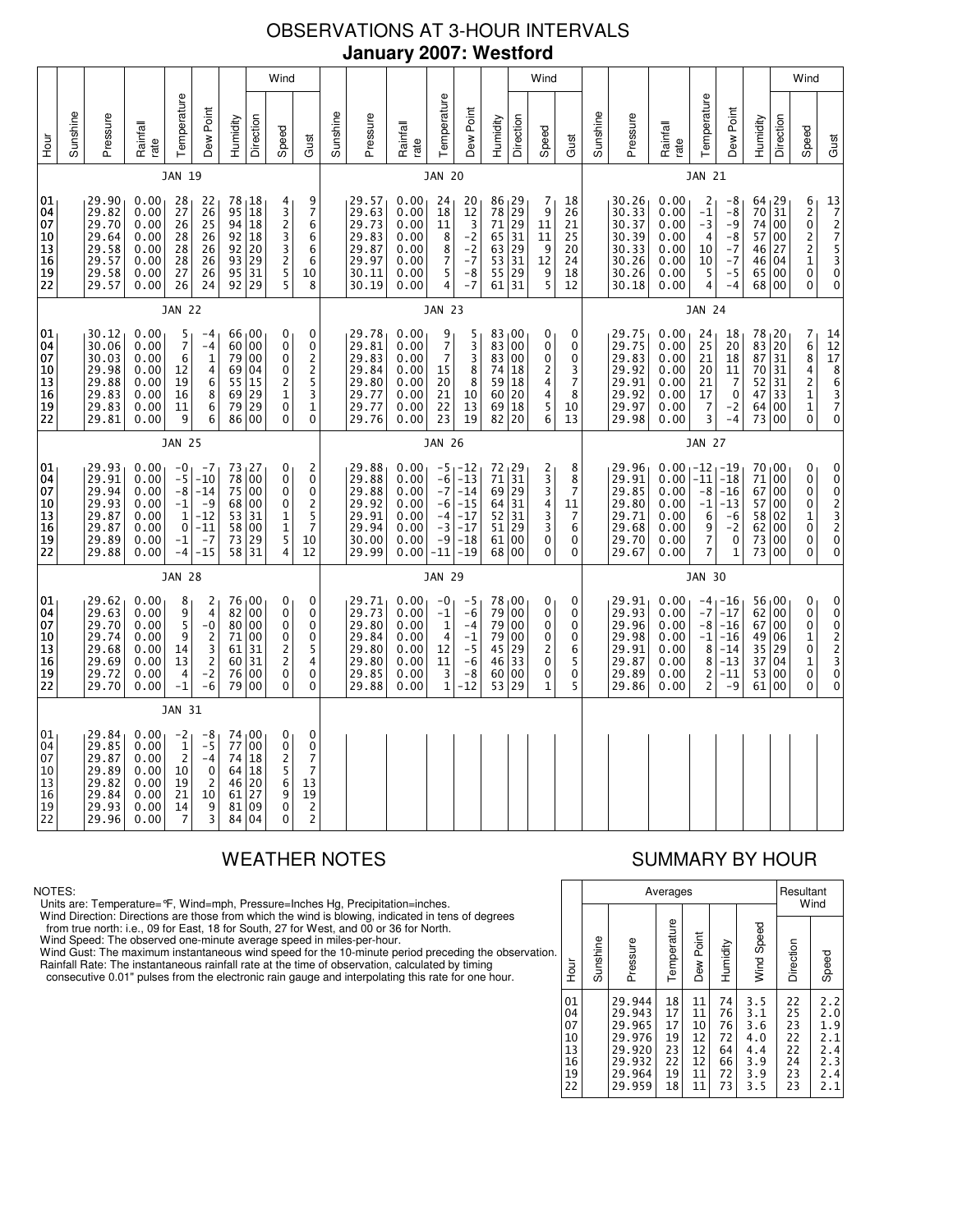# OBSERVATIONS AT 3-HOUR INTERVALS

## January 2007: Westford

### JAN 19

| Hour | Sunshine | Pressure | Rainfall rate | Temperature | Dew Point | Humidity | Wind Direction | Wind Speed | Wind Gust |
|---|---|---|---|---|---|---|---|---|---|
| 01 | | 29.90 | 0.00 | 28 | 22 | 78 | 18 | 4 | 9 |
| 04 | | 29.82 | 0.00 | 27 | 26 | 95 | 18 | 3 | 7 |
| 07 | | 29.70 | 0.00 | 26 | 25 | 94 | 18 | 2 | 6 |
| 10 | | 29.64 | 0.00 | 28 | 26 | 92 | 18 | 3 | 6 |
| 13 | | 29.58 | 0.00 | 28 | 26 | 92 | 20 | 3 | 6 |
| 16 | | 29.57 | 0.00 | 28 | 26 | 93 | 29 | 2 | 6 |
| 19 | | 29.58 | 0.00 | 27 | 26 | 95 | 31 | 5 | 10 |
| 22 | | 29.57 | 0.00 | 26 | 24 | 92 | 29 | 5 | 8 |

### JAN 20

| Hour | Sunshine | Pressure | Rainfall rate | Temperature | Dew Point | Humidity | Wind Direction | Wind Speed | Wind Gust |
|---|---|---|---|---|---|---|---|---|---|
| 01 | | 29.57 | 0.00 | 24 | 20 | 86 | 29 | 7 | 18 |
| 04 | | 29.63 | 0.00 | 18 | 12 | 78 | 29 | 9 | 26 |
| 07 | | 29.73 | 0.00 | 11 | 3 | 71 | 29 | 11 | 21 |
| 10 | | 29.83 | 0.00 | 8 | -2 | 65 | 31 | 11 | 25 |
| 13 | | 29.87 | 0.00 | 8 | -2 | 63 | 29 | 9 | 20 |
| 16 | | 29.97 | 0.00 | 7 | -7 | 53 | 31 | 12 | 24 |
| 19 | | 30.11 | 0.00 | 5 | -8 | 55 | 29 | 9 | 18 |
| 22 | | 30.19 | 0.00 | 4 | -7 | 61 | 31 | 5 | 12 |

### JAN 21

| Hour | Sunshine | Pressure | Rainfall rate | Temperature | Dew Point | Humidity | Wind Direction | Wind Speed | Wind Gust |
|---|---|---|---|---|---|---|---|---|---|
| 01 | | 30.26 | 0.00 | 2 | -8 | 64 | 29 | 6 | 13 |
| 04 | | 30.33 | 0.00 | -1 | -8 | 70 | 31 | 2 | 7 |
| 07 | | 30.37 | 0.00 | -3 | -9 | 74 | 00 | 0 | 2 |
| 10 | | 30.39 | 0.00 | 4 | -8 | 57 | 00 | 2 | 7 |
| 13 | | 30.33 | 0.00 | 10 | -7 | 46 | 27 | 2 | 5 |
| 16 | | 30.26 | 0.00 | 10 | -7 | 46 | 04 | 1 | 3 |
| 19 | | 30.26 | 0.00 | 5 | -5 | 65 | 00 | 0 | 0 |
| 22 | | 30.18 | 0.00 | 4 | -4 | 68 | 00 | 0 | 0 |

### JAN 22

| Hour | Sunshine | Pressure | Rainfall rate | Temperature | Dew Point | Humidity | Wind Direction | Wind Speed | Wind Gust |
|---|---|---|---|---|---|---|---|---|---|
| 01 | | 30.12 | 0.00 | 5 | -4 | 66 | 00 | 0 | 0 |
| 04 | | 30.06 | 0.00 | 7 | -4 | 60 | 00 | 0 | 0 |
| 07 | | 30.03 | 0.00 | 6 | 1 | 79 | 00 | 0 | 2 |
| 10 | | 29.98 | 0.00 | 12 | 4 | 69 | 04 | 0 | 2 |
| 13 | | 29.88 | 0.00 | 19 | 6 | 55 | 15 | 2 | 5 |
| 16 | | 29.83 | 0.00 | 16 | 8 | 69 | 29 | 1 | 3 |
| 19 | | 29.83 | 0.00 | 11 | 6 | 79 | 29 | 0 | 1 |
| 22 | | 29.81 | 0.00 | 9 | 6 | 86 | 00 | 0 | 0 |

### JAN 23

| Hour | Sunshine | Pressure | Rainfall rate | Temperature | Dew Point | Humidity | Wind Direction | Wind Speed | Wind Gust |
|---|---|---|---|---|---|---|---|---|---|
| 01 | | 29.78 | 0.00 | 9 | 5 | 83 | 00 | 0 | 0 |
| 04 | | 29.81 | 0.00 | 7 | 3 | 83 | 00 | 0 | 0 |
| 07 | | 29.83 | 0.00 | 7 | 3 | 83 | 00 | 0 | 0 |
| 10 | | 29.84 | 0.00 | 15 | 8 | 74 | 18 | 2 | 3 |
| 13 | | 29.80 | 0.00 | 20 | 8 | 59 | 18 | 4 | 7 |
| 16 | | 29.77 | 0.00 | 21 | 10 | 60 | 20 | 4 | 8 |
| 19 | | 29.77 | 0.00 | 22 | 13 | 69 | 18 | 5 | 10 |
| 22 | | 29.76 | 0.00 | 23 | 19 | 82 | 20 | 6 | 13 |

### JAN 24

| Hour | Sunshine | Pressure | Rainfall rate | Temperature | Dew Point | Humidity | Wind Direction | Wind Speed | Wind Gust |
|---|---|---|---|---|---|---|---|---|---|
| 01 | | 29.75 | 0.00 | 24 | 18 | 78 | 20 | 7 | 14 |
| 04 | | 29.75 | 0.00 | 25 | 20 | 83 | 20 | 6 | 12 |
| 07 | | 29.83 | 0.00 | 21 | 18 | 87 | 31 | 8 | 17 |
| 10 | | 29.92 | 0.00 | 20 | 11 | 70 | 31 | 4 | 8 |
| 13 | | 29.91 | 0.00 | 21 | 7 | 52 | 31 | 2 | 6 |
| 16 | | 29.92 | 0.00 | 17 | 0 | 47 | 33 | 1 | 3 |
| 19 | | 29.97 | 0.00 | 7 | -2 | 64 | 00 | 1 | 7 |
| 22 | | 29.98 | 0.00 | 3 | -4 | 73 | 00 | 0 | 0 |

### JAN 25

| Hour | Sunshine | Pressure | Rainfall rate | Temperature | Dew Point | Humidity | Wind Direction | Wind Speed | Wind Gust |
|---|---|---|---|---|---|---|---|---|---|
| 01 | | 29.93 | 0.00 | -0 | -7 | 73 | 27 | 0 | 2 |
| 04 | | 29.91 | 0.00 | -5 | -10 | 78 | 00 | 0 | 0 |
| 07 | | 29.94 | 0.00 | -8 | -14 | 75 | 00 | 0 | 0 |
| 10 | | 29.93 | 0.00 | -1 | -9 | 68 | 00 | 0 | 2 |
| 13 | | 29.87 | 0.00 | 1 | -12 | 53 | 31 | 1 | 5 |
| 16 | | 29.87 | 0.00 | 0 | -11 | 58 | 00 | 1 | 7 |
| 19 | | 29.89 | 0.00 | -1 | -7 | 73 | 29 | 5 | 10 |
| 22 | | 29.88 | 0.00 | -4 | -15 | 58 | 31 | 4 | 12 |

### JAN 26

| Hour | Sunshine | Pressure | Rainfall rate | Temperature | Dew Point | Humidity | Wind Direction | Wind Speed | Wind Gust |
|---|---|---|---|---|---|---|---|---|---|
| 01 | | 29.88 | 0.00 | -5 | -12 | 72 | 29 | 2 | 8 |
| 04 | | 29.88 | 0.00 | -6 | -13 | 71 | 31 | 3 | 8 |
| 07 | | 29.88 | 0.00 | -7 | -14 | 69 | 29 | 3 | 7 |
| 10 | | 29.92 | 0.00 | -6 | -15 | 64 | 31 | 4 | 11 |
| 13 | | 29.91 | 0.00 | -4 | -17 | 52 | 31 | 3 | 7 |
| 16 | | 29.94 | 0.00 | -3 | -17 | 51 | 29 | 3 | 6 |
| 19 | | 30.00 | 0.00 | -9 | -18 | 61 | 00 | 0 | 0 |
| 22 | | 29.99 | 0.00 | -11 | -19 | 68 | 00 | 0 | 0 |

### JAN 27

| Hour | Sunshine | Pressure | Rainfall rate | Temperature | Dew Point | Humidity | Wind Direction | Wind Speed | Wind Gust |
|---|---|---|---|---|---|---|---|---|---|
| 01 | | 29.96 | 0.00 | -12 | -19 | 70 | 00 | 0 | 0 |
| 04 | | 29.91 | 0.00 | -11 | -18 | 71 | 00 | 0 | 0 |
| 07 | | 29.85 | 0.00 | -8 | -16 | 67 | 00 | 0 | 0 |
| 10 | | 29.80 | 0.00 | -1 | -13 | 57 | 00 | 0 | 2 |
| 13 | | 29.71 | 0.00 | 6 | -6 | 58 | 02 | 1 | 3 |
| 16 | | 29.68 | 0.00 | 9 | -2 | 62 | 00 | 0 | 2 |
| 19 | | 29.70 | 0.00 | 7 | 0 | 73 | 00 | 0 | 0 |
| 22 | | 29.67 | 0.00 | 7 | 1 | 73 | 00 | 0 | 0 |

### JAN 28

| Hour | Sunshine | Pressure | Rainfall rate | Temperature | Dew Point | Humidity | Wind Direction | Wind Speed | Wind Gust |
|---|---|---|---|---|---|---|---|---|---|
| 01 | | 29.62 | 0.00 | 8 | 2 | 76 | 00 | 0 | 0 |
| 04 | | 29.63 | 0.00 | 9 | 4 | 82 | 00 | 0 | 0 |
| 07 | | 29.70 | 0.00 | 5 | -0 | 80 | 00 | 0 | 0 |
| 10 | | 29.74 | 0.00 | 9 | 2 | 71 | 00 | 0 | 0 |
| 13 | | 29.68 | 0.00 | 14 | 3 | 61 | 31 | 2 | 5 |
| 16 | | 29.69 | 0.00 | 13 | 2 | 60 | 31 | 2 | 4 |
| 19 | | 29.72 | 0.00 | 4 | -2 | 76 | 00 | 0 | 0 |
| 22 | | 29.70 | 0.00 | -1 | -6 | 79 | 00 | 0 | 0 |

### JAN 29

| Hour | Sunshine | Pressure | Rainfall rate | Temperature | Dew Point | Humidity | Wind Direction | Wind Speed | Wind Gust |
|---|---|---|---|---|---|---|---|---|---|
| 01 | | 29.71 | 0.00 | -0 | -5 | 78 | 00 | 0 | 0 |
| 04 | | 29.73 | 0.00 | -1 | -6 | 79 | 00 | 0 | 0 |
| 07 | | 29.80 | 0.00 | 1 | -4 | 79 | 00 | 0 | 0 |
| 10 | | 29.84 | 0.00 | 4 | -1 | 79 | 00 | 0 | 0 |
| 13 | | 29.80 | 0.00 | 12 | -5 | 45 | 29 | 2 | 6 |
| 16 | | 29.80 | 0.00 | 11 | -6 | 46 | 33 | 0 | 5 |
| 19 | | 29.85 | 0.00 | 3 | -8 | 60 | 00 | 0 | 0 |
| 22 | | 29.88 | 0.00 | 1 | -12 | 53 | 29 | 1 | 5 |

### JAN 30

| Hour | Sunshine | Pressure | Rainfall rate | Temperature | Dew Point | Humidity | Wind Direction | Wind Speed | Wind Gust |
|---|---|---|---|---|---|---|---|---|---|
| 01 | | 29.91 | 0.00 | -4 | -16 | 56 | 00 | 0 | 0 |
| 04 | | 29.93 | 0.00 | -7 | -17 | 62 | 00 | 0 | 0 |
| 07 | | 29.96 | 0.00 | -8 | -16 | 67 | 00 | 0 | 0 |
| 10 | | 29.98 | 0.00 | -1 | -16 | 49 | 06 | 1 | 2 |
| 13 | | 29.91 | 0.00 | 8 | -14 | 35 | 29 | 0 | 2 |
| 16 | | 29.87 | 0.00 | 8 | -13 | 37 | 04 | 1 | 3 |
| 19 | | 29.89 | 0.00 | 2 | -11 | 53 | 00 | 0 | 0 |
| 22 | | 29.86 | 0.00 | 2 | -9 | 61 | 00 | 0 | 0 |

### JAN 31

| Hour | Sunshine | Pressure | Rainfall rate | Temperature | Dew Point | Humidity | Wind Direction | Wind Speed | Wind Gust |
|---|---|---|---|---|---|---|---|---|---|
| 01 | | 29.84 | 0.00 | -2 | -8 | 74 | 00 | 0 | 0 |
| 04 | | 29.85 | 0.00 | 1 | -5 | 77 | 00 | 0 | 0 |
| 07 | | 29.87 | 0.00 | 2 | -4 | 74 | 18 | 2 | 7 |
| 10 | | 29.89 | 0.00 | 10 | 0 | 64 | 18 | 5 | 7 |
| 13 | | 29.82 | 0.00 | 19 | 2 | 46 | 20 | 6 | 13 |
| 16 | | 29.84 | 0.00 | 21 | 10 | 61 | 27 | 9 | 19 |
| 19 | | 29.93 | 0.00 | 14 | 9 | 81 | 09 | 0 | 2 |
| 22 | | 29.96 | 0.00 | 7 | 3 | 84 | 04 | 0 | 2 |

## WEATHER NOTES

NOTES:
Units are: Temperature=°F, Wind=mph, Pressure=Inches Hg, Precipitation=inches.
Wind Direction: Directions are those from which the wind is blowing, indicated in tens of degrees from true north: i.e., 09 for East, 18 for South, 27 for West, and 00 or 36 for North.
Wind Speed: The observed one-minute average speed in miles-per-hour.
Wind Gust: The maximum instantaneous wind speed for the 10-minute period preceding the observation.
Rainfall Rate: The instantaneous rainfall rate at the time of observation, calculated by timing consecutive 0.01" pulses from the electronic rain gauge and interpolating this rate for one hour.

## SUMMARY BY HOUR

| Hour | Averages | | | | | | Resultant Wind | |
|---|---|---|---|---|---|---|---|---|
| | Sunshine | Pressure | Temperature | Dew Point | Humidity | Wind Speed | Direction | Speed |
| 01 | | 29.944 | 18 | 11 | 74 | 3.5 | 22 | 2.2 |
| 04 | | 29.943 | 17 | 11 | 76 | 3.1 | 25 | 2.0 |
| 07 | | 29.965 | 17 | 10 | 76 | 3.6 | 23 | 1.9 |
| 10 | | 29.976 | 19 | 12 | 72 | 4.0 | 22 | 2.1 |
| 13 | | 29.920 | 23 | 12 | 64 | 4.4 | 22 | 2.4 |
| 16 | | 29.932 | 22 | 12 | 66 | 3.9 | 24 | 2.3 |
| 19 | | 29.964 | 19 | 11 | 72 | 3.9 | 23 | 2.4 |
| 22 | | 29.959 | 18 | 11 | 73 | 3.5 | 23 | 2.1 |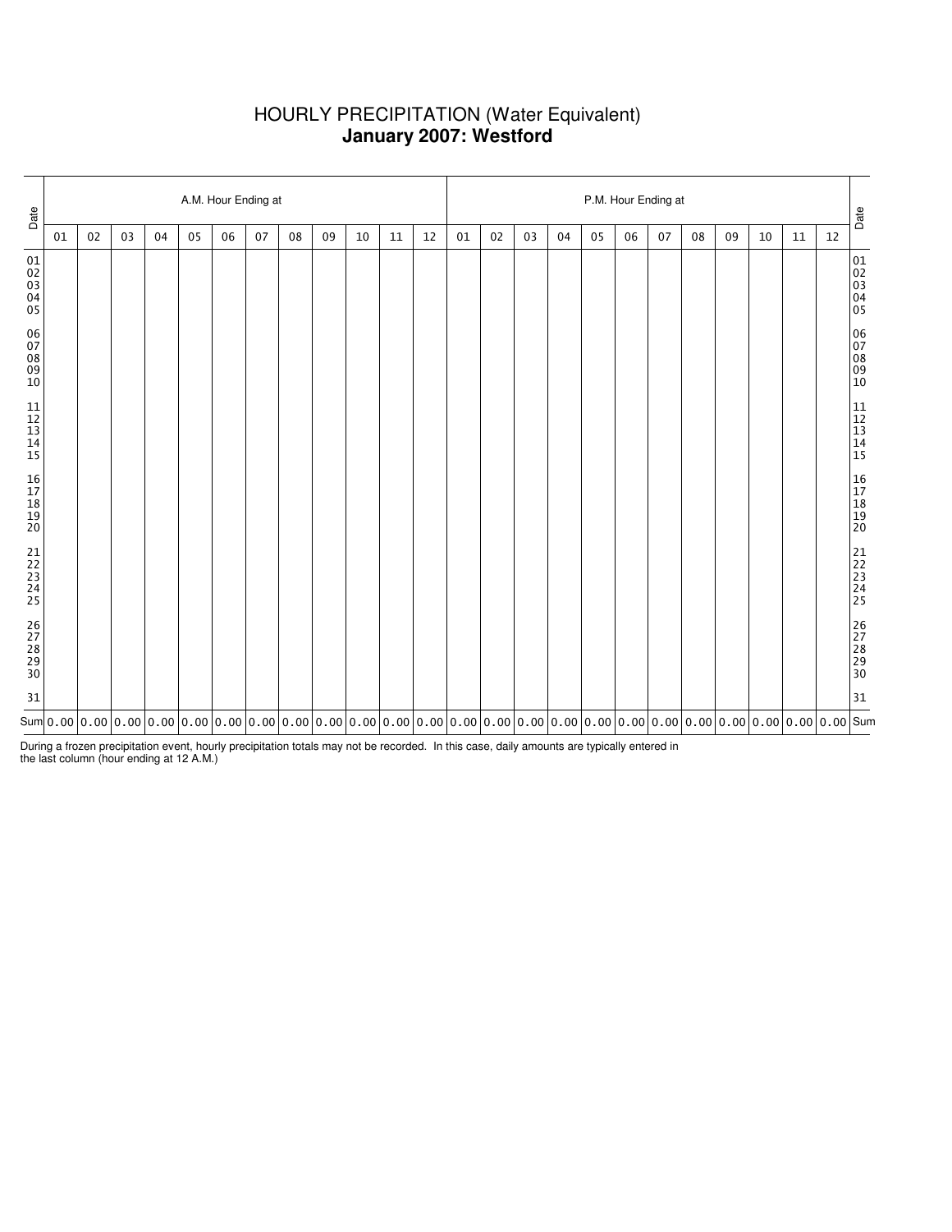# HOURLY PRECIPITATION (Water Equivalent)
## **January 2007: Westford**

| Date | A.M. Hour Ending at | | | | | | | | | | | | P.M. Hour Ending at | | | | | | | | | | | | Date |
|---|---|---|---|---|---|---|---|---|---|---|---|---|---|---|---|---|---|---|---|---|---|---|---|---|---|
| | 01 | 02 | 03 | 04 | 05 | 06 | 07 | 08 | 09 | 10 | 11 | 12 | 01 | 02 | 03 | 04 | 05 | 06 | 07 | 08 | 09 | 10 | 11 | 12 | |
| 01 | | | | | | | | | | | | | | | | | | | | | | | | | 01 |
| 02 | | | | | | | | | | | | | | | | | | | | | | | | | 02 |
| 03 | | | | | | | | | | | | | | | | | | | | | | | | | 03 |
| 04 | | | | | | | | | | | | | | | | | | | | | | | | | 04 |
| 05 | | | | | | | | | | | | | | | | | | | | | | | | | 05 |
| 06 | | | | | | | | | | | | | | | | | | | | | | | | | 06 |
| 07 | | | | | | | | | | | | | | | | | | | | | | | | | 07 |
| 08 | | | | | | | | | | | | | | | | | | | | | | | | | 08 |
| 09 | | | | | | | | | | | | | | | | | | | | | | | | | 09 |
| 10 | | | | | | | | | | | | | | | | | | | | | | | | | 10 |
| 11 | | | | | | | | | | | | | | | | | | | | | | | | | 11 |
| 12 | | | | | | | | | | | | | | | | | | | | | | | | | 12 |
| 13 | | | | | | | | | | | | | | | | | | | | | | | | | 13 |
| 14 | | | | | | | | | | | | | | | | | | | | | | | | | 14 |
| 15 | | | | | | | | | | | | | | | | | | | | | | | | | 15 |
| 16 | | | | | | | | | | | | | | | | | | | | | | | | | 16 |
| 17 | | | | | | | | | | | | | | | | | | | | | | | | | 17 |
| 18 | | | | | | | | | | | | | | | | | | | | | | | | | 18 |
| 19 | | | | | | | | | | | | | | | | | | | | | | | | | 19 |
| 20 | | | | | | | | | | | | | | | | | | | | | | | | | 20 |
| 21 | | | | | | | | | | | | | | | | | | | | | | | | | 21 |
| 22 | | | | | | | | | | | | | | | | | | | | | | | | | 22 |
| 23 | | | | | | | | | | | | | | | | | | | | | | | | | 23 |
| 24 | | | | | | | | | | | | | | | | | | | | | | | | | 24 |
| 25 | | | | | | | | | | | | | | | | | | | | | | | | | 25 |
| 26 | | | | | | | | | | | | | | | | | | | | | | | | | 26 |
| 27 | | | | | | | | | | | | | | | | | | | | | | | | | 27 |
| 28 | | | | | | | | | | | | | | | | | | | | | | | | | 28 |
| 29 | | | | | | | | | | | | | | | | | | | | | | | | | 29 |
| 30 | | | | | | | | | | | | | | | | | | | | | | | | | 30 |
| 31 | | | | | | | | | | | | | | | | | | | | | | | | | 31 |
| Sum | 0.00 | 0.00 | 0.00 | 0.00 | 0.00 | 0.00 | 0.00 | 0.00 | 0.00 | 0.00 | 0.00 | 0.00 | 0.00 | 0.00 | 0.00 | 0.00 | 0.00 | 0.00 | 0.00 | 0.00 | 0.00 | 0.00 | 0.00 | 0.00 | Sum |

During a frozen precipitation event, hourly precipitation totals may not be recorded. In this case, daily amounts are typically entered in the last column (hour ending at 12 A.M.)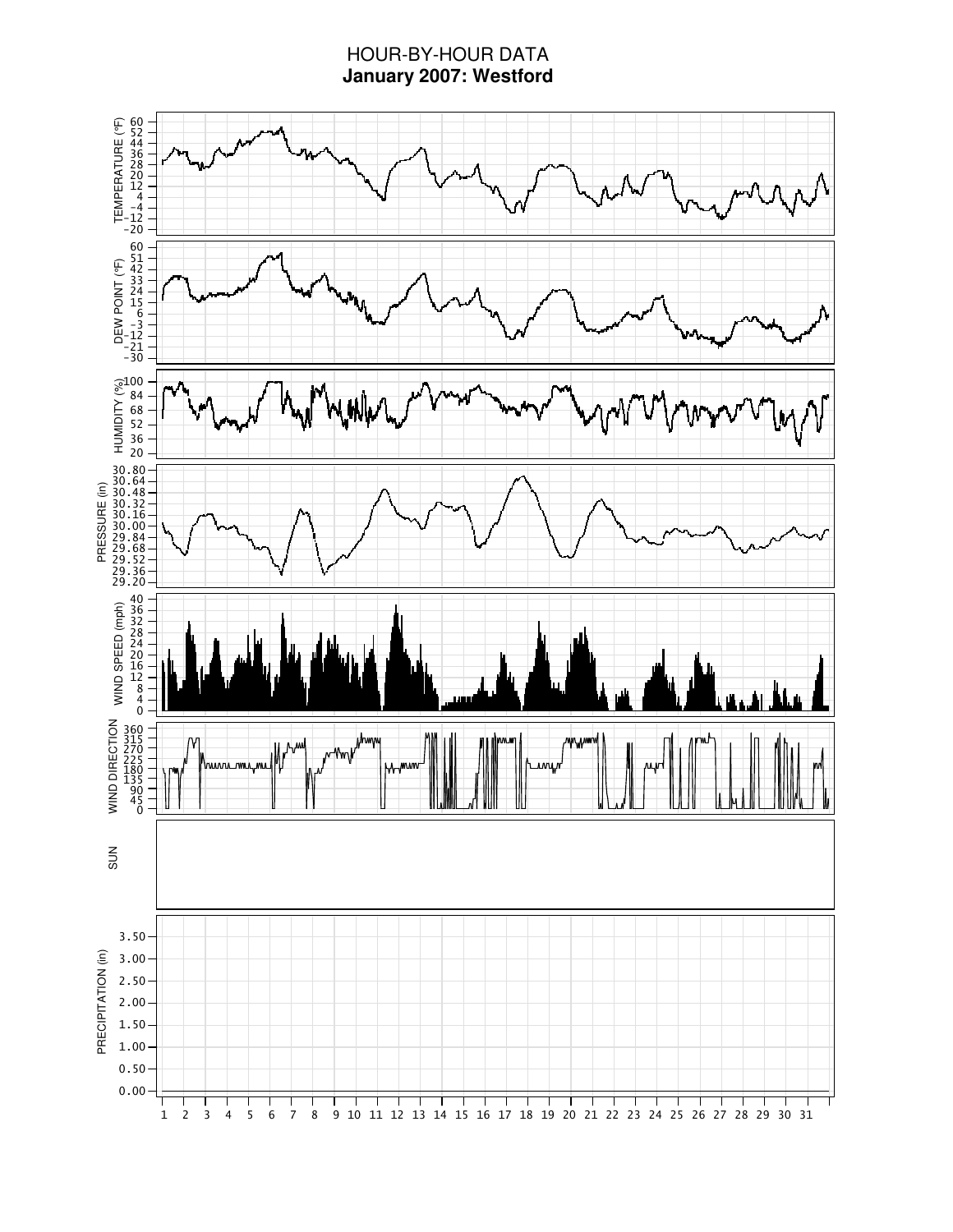# HOUR-BY-HOUR DATA

## January 2007: Westford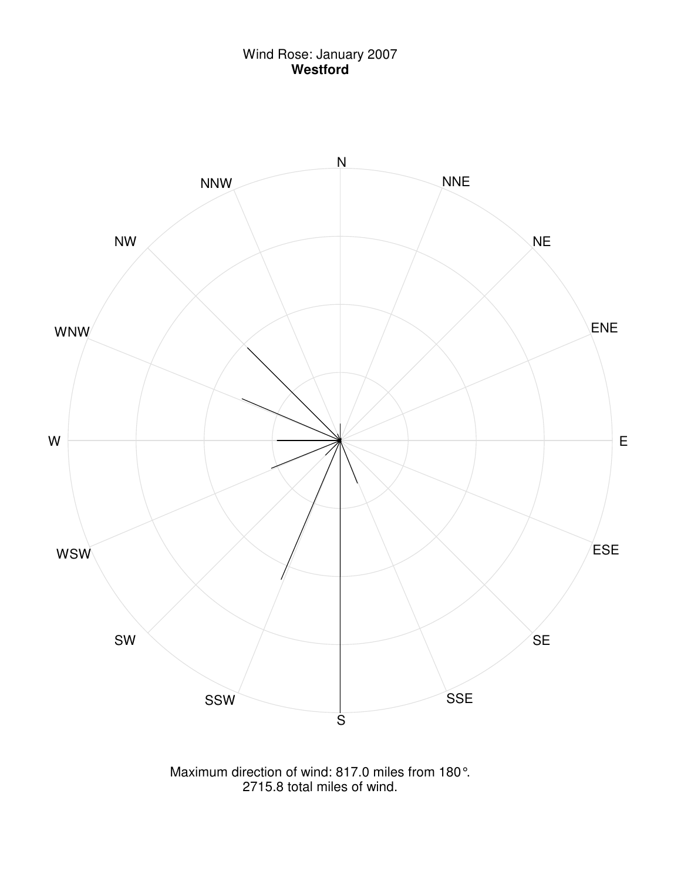Wind Rose: January 2007

**Westford**

N

NNE

NE

ENE

E

ESE

SE

SSE

S

SSW

SW

WSW

W

WNW

NW

NNW

Maximum direction of wind: 817.0 miles from 180°.
2715.8 total miles of wind.